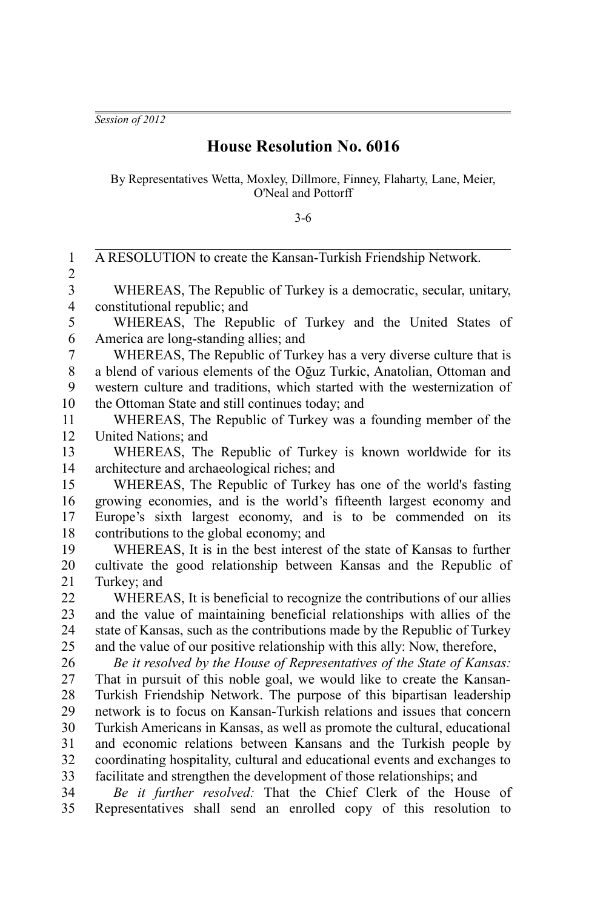*Session of 2012*

# House Resolution No. 6016

By Representatives Wetta, Moxley, Dillmore, Finney, Flaharty, Lane, Meier, O'Neal and Pottorff

3-6

A RESOLUTION to create the Kansan-Turkish Friendship Network.

WHEREAS, The Republic of Turkey is a democratic, secular, unitary, constitutional republic; and

WHEREAS, The Republic of Turkey and the United States of America are long-standing allies; and

WHEREAS, The Republic of Turkey has a very diverse culture that is a blend of various elements of the Oğuz Turkic, Anatolian, Ottoman and western culture and traditions, which started with the westernization of the Ottoman State and still continues today; and

WHEREAS, The Republic of Turkey was a founding member of the United Nations; and

WHEREAS, The Republic of Turkey is known worldwide for its architecture and archaeological riches; and

WHEREAS, The Republic of Turkey has one of the world's fasting growing economies, and is the world's fifteenth largest economy and Europe's sixth largest economy, and is to be commended on its contributions to the global economy; and

WHEREAS, It is in the best interest of the state of Kansas to further cultivate the good relationship between Kansas and the Republic of Turkey; and

WHEREAS, It is beneficial to recognize the contributions of our allies and the value of maintaining beneficial relationships with allies of the state of Kansas, such as the contributions made by the Republic of Turkey and the value of our positive relationship with this ally: Now, therefore,

*Be it resolved by the House of Representatives of the State of Kansas:* That in pursuit of this noble goal, we would like to create the Kansan-Turkish Friendship Network. The purpose of this bipartisan leadership network is to focus on Kansan-Turkish relations and issues that concern Turkish Americans in Kansas, as well as promote the cultural, educational and economic relations between Kansans and the Turkish people by coordinating hospitality, cultural and educational events and exchanges to facilitate and strengthen the development of those relationships; and

*Be it further resolved:* That the Chief Clerk of the House of Representatives shall send an enrolled copy of this resolution to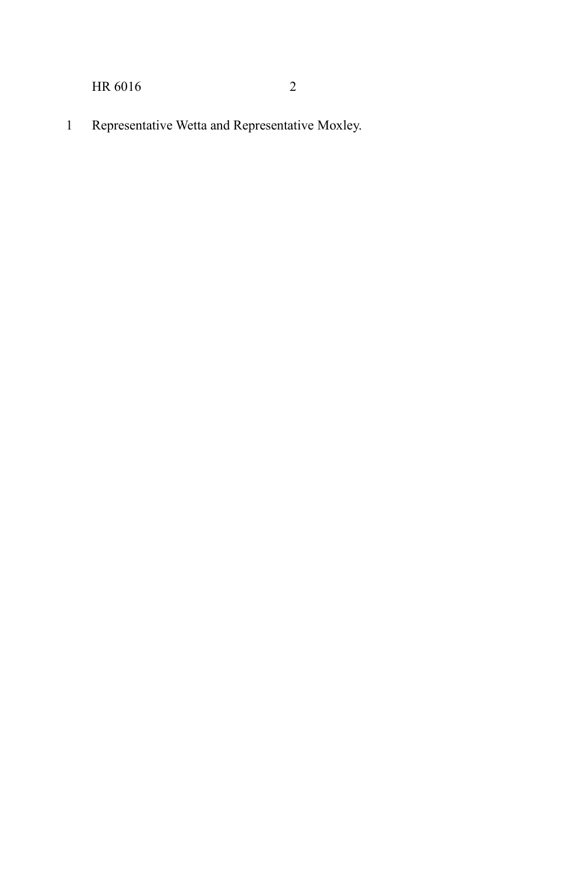Representative Wetta and Representative Moxley.